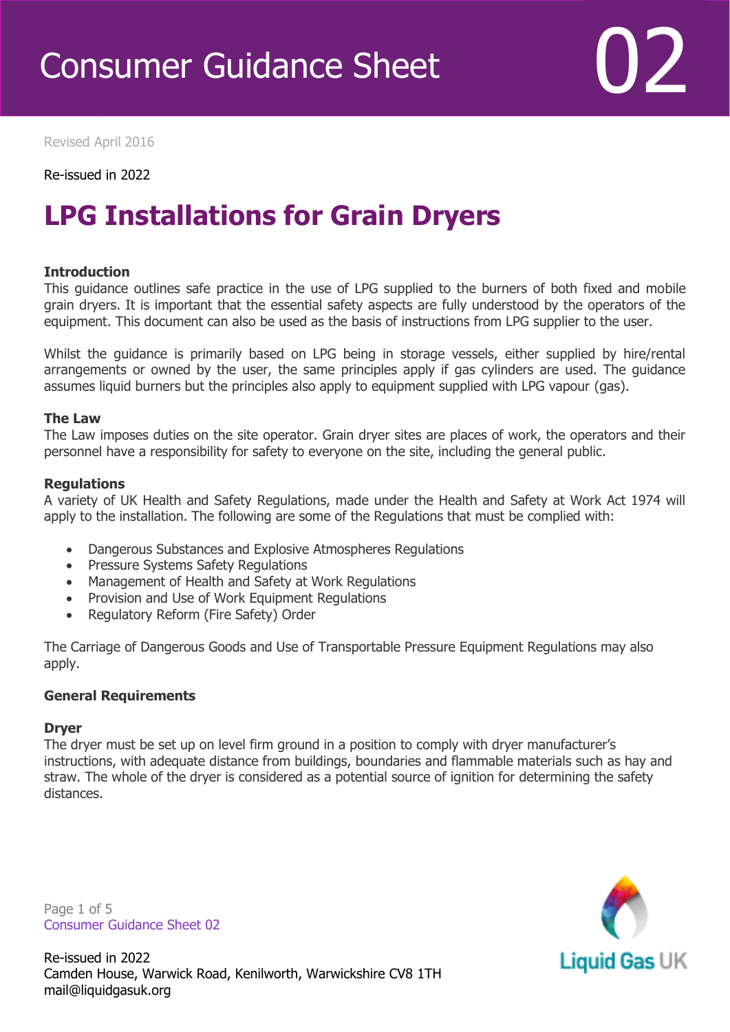# Consumer Guidance Sheet 02

Revised April 2016

Re-issued in 2022

## LPG Installations for Grain Dryers

### Introduction

This guidance outlines safe practice in the use of LPG supplied to the burners of both fixed and mobile grain dryers. It is important that the essential safety aspects are fully understood by the operators of the equipment. This document can also be used as the basis of instructions from LPG supplier to the user.

Whilst the guidance is primarily based on LPG being in storage vessels, either supplied by hire/rental arrangements or owned by the user, the same principles apply if gas cylinders are used. The guidance assumes liquid burners but the principles also apply to equipment supplied with LPG vapour (gas).

### The Law

The Law imposes duties on the site operator. Grain dryer sites are places of work, the operators and their personnel have a responsibility for safety to everyone on the site, including the general public.

### Regulations

A variety of UK Health and Safety Regulations, made under the Health and Safety at Work Act 1974 will apply to the installation. The following are some of the Regulations that must be complied with:

- Dangerous Substances and Explosive Atmospheres Regulations
- Pressure Systems Safety Regulations
- Management of Health and Safety at Work Regulations
- Provision and Use of Work Equipment Regulations
- Regulatory Reform (Fire Safety) Order

The Carriage of Dangerous Goods and Use of Transportable Pressure Equipment Regulations may also apply.

### General Requirements

#### Dryer

The dryer must be set up on level firm ground in a position to comply with dryer manufacturer's instructions, with adequate distance from buildings, boundaries and flammable materials such as hay and straw. The whole of the dryer is considered as a potential source of ignition for determining the safety distances.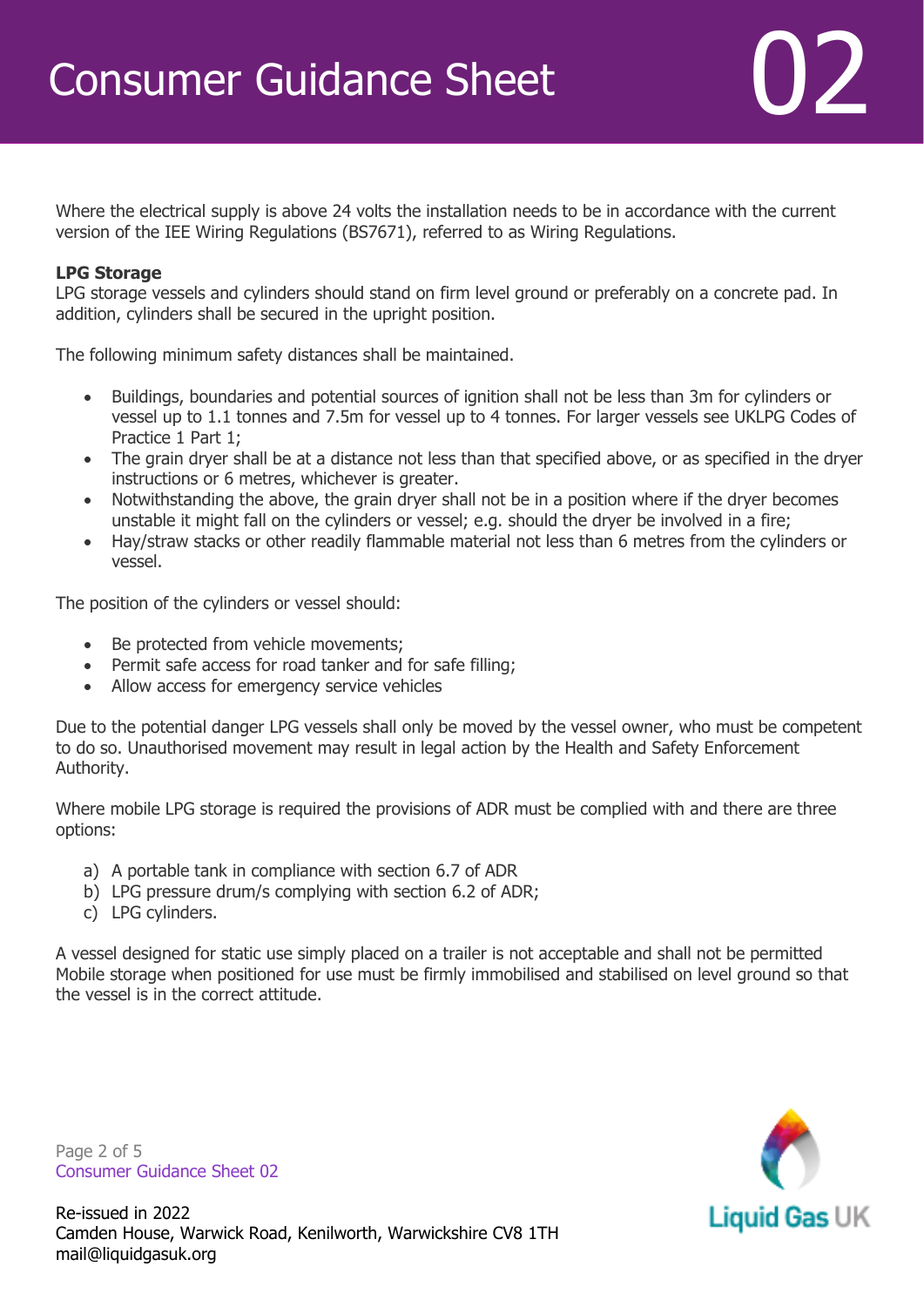Where the electrical supply is above 24 volts the installation needs to be in accordance with the current version of the IEE Wiring Regulations (BS7671), referred to as Wiring Regulations.

**LPG Storage**

LPG storage vessels and cylinders should stand on firm level ground or preferably on a concrete pad. In addition, cylinders shall be secured in the upright position.

The following minimum safety distances shall be maintained.

- Buildings, boundaries and potential sources of ignition shall not be less than 3m for cylinders or vessel up to 1.1 tonnes and 7.5m for vessel up to 4 tonnes. For larger vessels see UKLPG Codes of Practice 1 Part 1;
- The grain dryer shall be at a distance not less than that specified above, or as specified in the dryer instructions or 6 metres, whichever is greater.
- Notwithstanding the above, the grain dryer shall not be in a position where if the dryer becomes unstable it might fall on the cylinders or vessel; e.g. should the dryer be involved in a fire;
- Hay/straw stacks or other readily flammable material not less than 6 metres from the cylinders or vessel.

The position of the cylinders or vessel should:

- Be protected from vehicle movements;
- Permit safe access for road tanker and for safe filling;
- Allow access for emergency service vehicles

Due to the potential danger LPG vessels shall only be moved by the vessel owner, who must be competent to do so. Unauthorised movement may result in legal action by the Health and Safety Enforcement Authority.

Where mobile LPG storage is required the provisions of ADR must be complied with and there are three options:

a) A portable tank in compliance with section 6.7 of ADR
b) LPG pressure drum/s complying with section 6.2 of ADR;
c) LPG cylinders.

A vessel designed for static use simply placed on a trailer is not acceptable and shall not be permitted Mobile storage when positioned for use must be firmly immobilised and stabilised on level ground so that the vessel is in the correct attitude.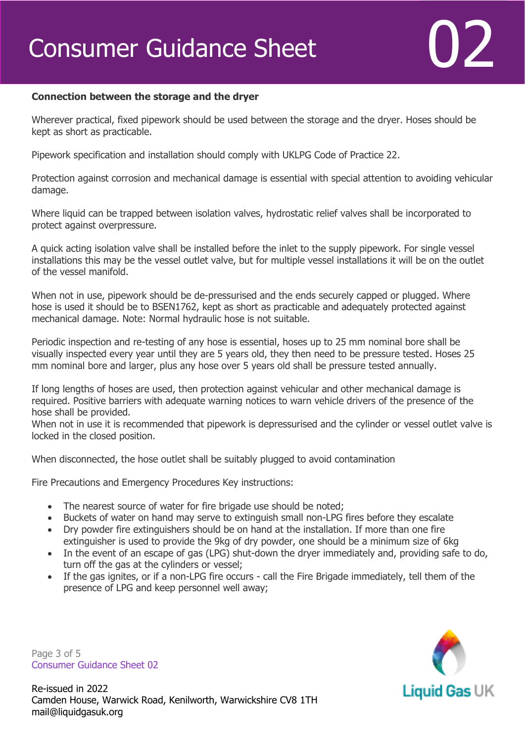**Connection between the storage and the dryer**

Wherever practical, fixed pipework should be used between the storage and the dryer. Hoses should be kept as short as practicable.

Pipework specification and installation should comply with UKLPG Code of Practice 22.

Protection against corrosion and mechanical damage is essential with special attention to avoiding vehicular damage.

Where liquid can be trapped between isolation valves, hydrostatic relief valves shall be incorporated to protect against overpressure.

A quick acting isolation valve shall be installed before the inlet to the supply pipework. For single vessel installations this may be the vessel outlet valve, but for multiple vessel installations it will be on the outlet of the vessel manifold.

When not in use, pipework should be de-pressurised and the ends securely capped or plugged. Where hose is used it should be to BSEN1762, kept as short as practicable and adequately protected against mechanical damage. Note: Normal hydraulic hose is not suitable.

Periodic inspection and re-testing of any hose is essential, hoses up to 25 mm nominal bore shall be visually inspected every year until they are 5 years old, they then need to be pressure tested. Hoses 25 mm nominal bore and larger, plus any hose over 5 years old shall be pressure tested annually.

If long lengths of hoses are used, then protection against vehicular and other mechanical damage is required. Positive barriers with adequate warning notices to warn vehicle drivers of the presence of the hose shall be provided.
When not in use it is recommended that pipework is depressurised and the cylinder or vessel outlet valve is locked in the closed position.

When disconnected, the hose outlet shall be suitably plugged to avoid contamination

Fire Precautions and Emergency Procedures Key instructions:

- The nearest source of water for fire brigade use should be noted;
- Buckets of water on hand may serve to extinguish small non-LPG fires before they escalate
- Dry powder fire extinguishers should be on hand at the installation. If more than one fire extinguisher is used to provide the 9kg of dry powder, one should be a minimum size of 6kg
- In the event of an escape of gas (LPG) shut-down the dryer immediately and, providing safe to do, turn off the gas at the cylinders or vessel;
- If the gas ignites, or if a non-LPG fire occurs - call the Fire Brigade immediately, tell them of the presence of LPG and keep personnel well away;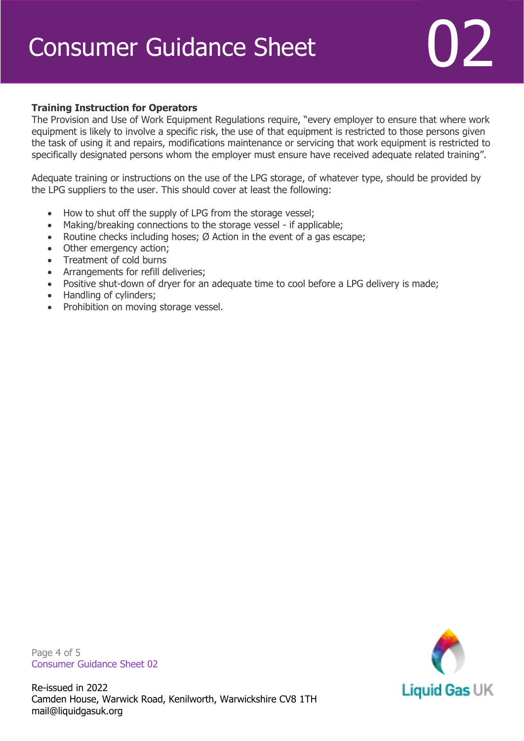**Training Instruction for Operators**

The Provision and Use of Work Equipment Regulations require, "every employer to ensure that where work equipment is likely to involve a specific risk, the use of that equipment is restricted to those persons given the task of using it and repairs, modifications maintenance or servicing that work equipment is restricted to specifically designated persons whom the employer must ensure have received adequate related training".

Adequate training or instructions on the use of the LPG storage, of whatever type, should be provided by the LPG suppliers to the user. This should cover at least the following:

- How to shut off the supply of LPG from the storage vessel;
- Making/breaking connections to the storage vessel - if applicable;
- Routine checks including hoses; Ø Action in the event of a gas escape;
- Other emergency action;
- Treatment of cold burns
- Arrangements for refill deliveries;
- Positive shut-down of dryer for an adequate time to cool before a LPG delivery is made;
- Handling of cylinders;
- Prohibition on moving storage vessel.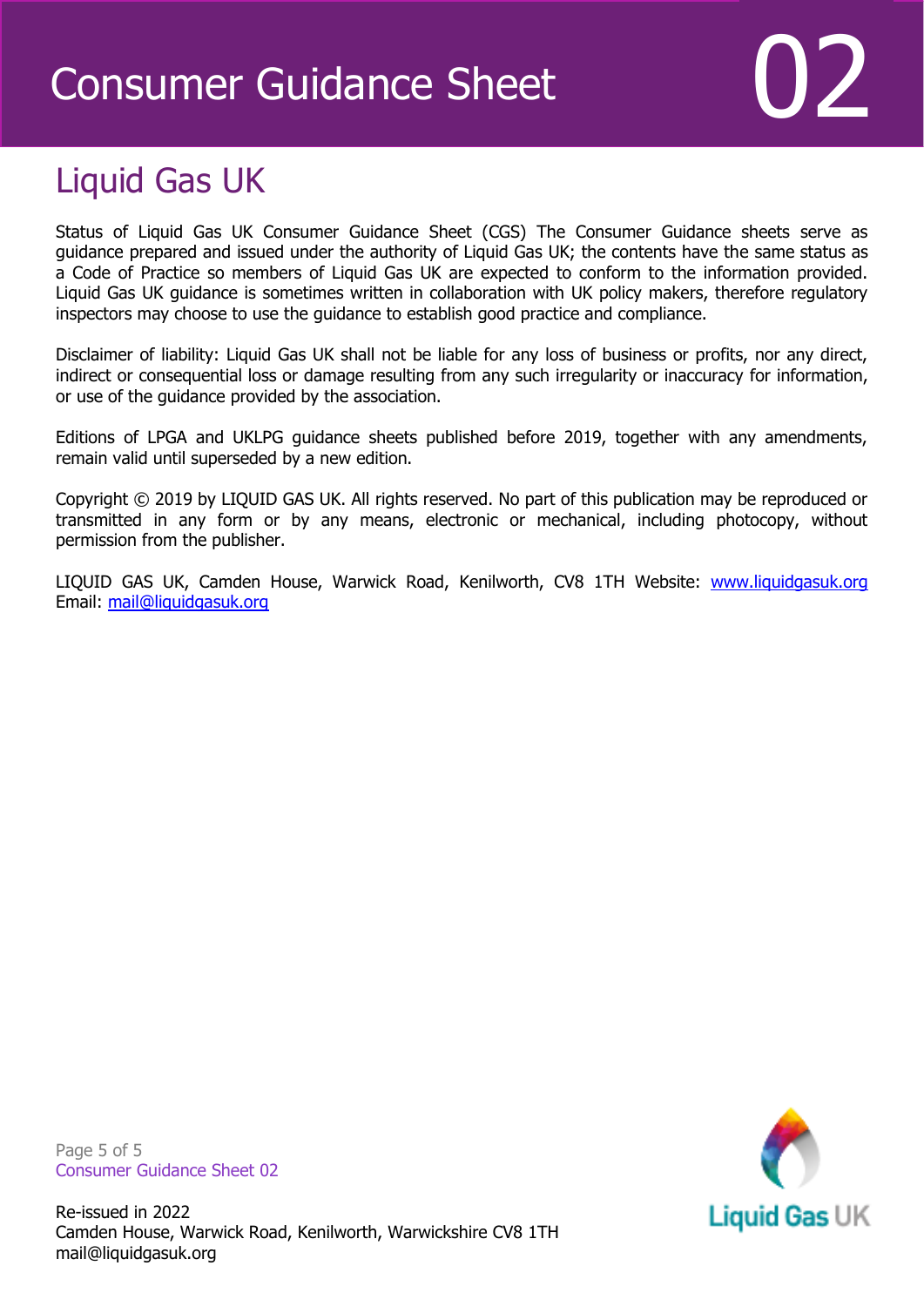## Liquid Gas UK

Status of Liquid Gas UK Consumer Guidance Sheet (CGS) The Consumer Guidance sheets serve as guidance prepared and issued under the authority of Liquid Gas UK; the contents have the same status as a Code of Practice so members of Liquid Gas UK are expected to conform to the information provided. Liquid Gas UK guidance is sometimes written in collaboration with UK policy makers, therefore regulatory inspectors may choose to use the guidance to establish good practice and compliance.

Disclaimer of liability: Liquid Gas UK shall not be liable for any loss of business or profits, nor any direct, indirect or consequential loss or damage resulting from any such irregularity or inaccuracy for information, or use of the guidance provided by the association.

Editions of LPGA and UKLPG guidance sheets published before 2019, together with any amendments, remain valid until superseded by a new edition.

Copyright © 2019 by LIQUID GAS UK. All rights reserved. No part of this publication may be reproduced or transmitted in any form or by any means, electronic or mechanical, including photocopy, without permission from the publisher.

LIQUID GAS UK, Camden House, Warwick Road, Kenilworth, CV8 1TH Website: www.liquidgasuk.org Email: mail@liquidgasuk.org

Re-issued in 2022
Camden House, Warwick Road, Kenilworth, Warwickshire CV8 1TH
mail@liquidgasuk.org